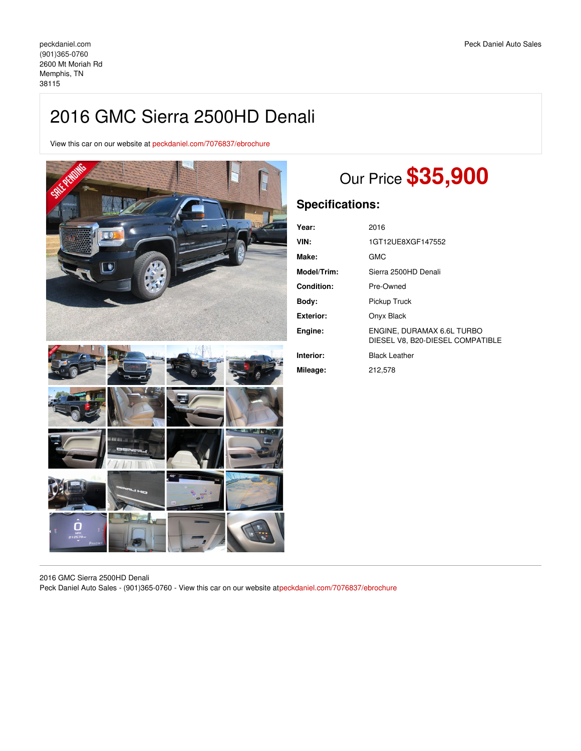peckdaniel.com
(901)365-0760
2600 Mt Moriah Rd
Memphis, TN
38115

Peck Daniel Auto Sales

# 2016 GMC Sierra 2500HD Denali

View this car on our website at peckdaniel.com/7076837/ebrochure

## Our Price $35,900

### Specifications:

| | |
|---|---|
| **Year:** | 2016 |
| **VIN:** | 1GT12UE8XGF147552 |
| **Make:** | GMC |
| **Model/Trim:** | Sierra 2500HD Denali |
| **Condition:** | Pre-Owned |
| **Body:** | Pickup Truck |
| **Exterior:** | Onyx Black |
| **Engine:** | ENGINE, DURAMAX 6.6L TURBO DIESEL V8, B20-DIESEL COMPATIBLE |
| **Interior:** | Black Leather |
| **Mileage:** | 212,578 |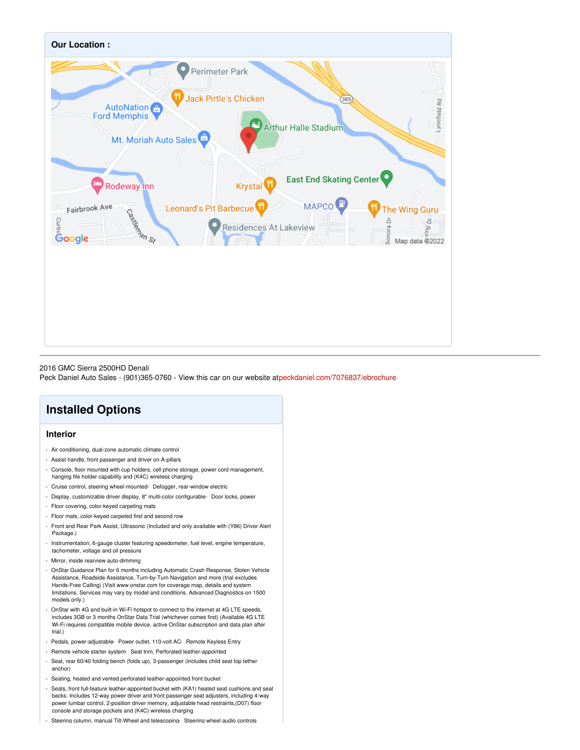## Our Location :

2016 GMC Sierra 2500HD Denali
Peck Daniel Auto Sales - (901)365-0760 - View this car on our website atpeckdaniel.com/7076837/ebrochure

## Installed Options

### Interior

- Air conditioning, dual-zone automatic climate control
- Assist handle, front passenger and driver on A-pillars
- Console, floor mounted with cup holders, cell phone storage, power cord management, hanging file holder capability and (K4C) wireless charging
- Cruise control, steering wheel-mounted- Defogger, rear-window electric
- Display, customizable driver display, 8" multi-color configurable- Door locks, power
- Floor covering, color-keyed carpeting mats
- Floor mats, color-keyed carpeted first and second row
- Front and Rear Park Assist, Ultrasonic (Included and only available with (Y86) Driver Alert Package.)
- Instrumentation, 6-gauge cluster featuring speedometer, fuel level, engine temperature, tachometer, voltage and oil pressure
- Mirror, inside rearview auto-dimming
- OnStar Guidance Plan for 6 months including Automatic Crash Response, Stolen Vehicle Assistance, Roadside Assistance, Turn-by-Turn Navigation and more (trial excludes Hands-Free Calling) (Visit www.onstar.com for coverage map, details and system limitations. Services may vary by model and conditions. Advanced Diagnostics on 1500 models only.)
- OnStar with 4G and built-in Wi-Fi hotspot to connect to the internet at 4G LTE speeds, includes 3GB or 3 months OnStar Data Trial (whichever comes first) (Available 4G LTE Wi-Fi requires compatible mobile device, active OnStar subscription and data plan after trial.)
- Pedals, power-adjustable- Power outlet, 110-volt AC- Remote Keyless Entry
- Remote vehicle starter system- Seat trim, Perforated leather-appointed
- Seat, rear 60/40 folding bench (folds up), 3-passenger (includes child seat top tether anchor)
- Seating, heated and vented perforated leather-appointed front bucket
- Seats, front full-feature leather-appointed bucket with (KA1) heated seat cushions and seat backs. Includes 12-way power driver and front passenger seat adjusters, including 4-way power lumbar control, 2-position driver memory, adjustable head restraints,(D07) floor console and storage pockets and (K4C) wireless charging
- Steering column, manual Tilt-Wheel and telescoping- Steering wheel audio controls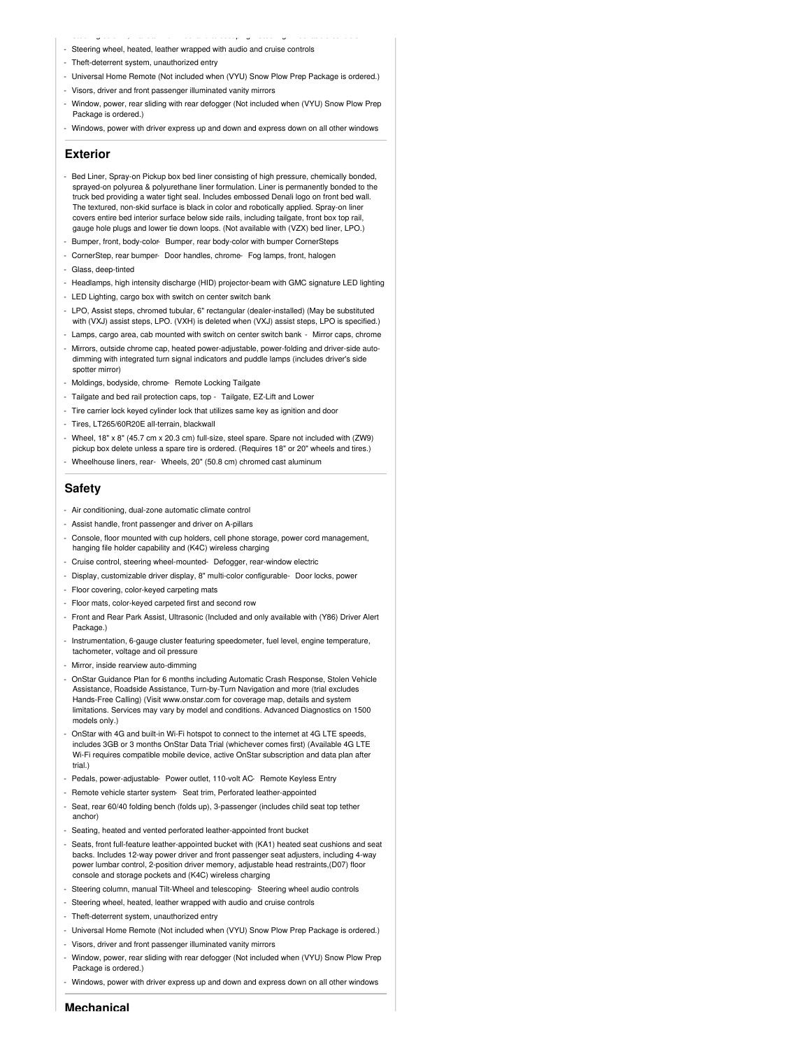- Steering wheel, heated, leather wrapped with audio and cruise controls
- Theft-deterrent system, unauthorized entry
- Universal Home Remote (Not included when (VYU) Snow Plow Prep Package is ordered.)
- Visors, driver and front passenger illuminated vanity mirrors
- Window, power, rear sliding with rear defogger (Not included when (VYU) Snow Plow Prep Package is ordered.)
- Windows, power with driver express up and down and express down on all other windows

## Exterior

- Bed Liner, Spray-on Pickup box bed liner consisting of high pressure, chemically bonded, sprayed-on polyurea & polyurethane liner formulation. Liner is permanently bonded to the truck bed providing a water tight seal. Includes embossed Denali logo on front bed wall. The textured, non-skid surface is black in color and robotically applied. Spray-on liner covers entire bed interior surface below side rails, including tailgate, front box top rail, gauge hole plugs and lower tie down loops. (Not available with (VZX) bed liner, LPO.)
- Bumper, front, body-color- Bumper, rear body-color with bumper CornerSteps
- CornerStep, rear bumper- Door handles, chrome- Fog lamps, front, halogen
- Glass, deep-tinted
- Headlamps, high intensity discharge (HID) projector-beam with GMC signature LED lighting
- LED Lighting, cargo box with switch on center switch bank
- LPO, Assist steps, chromed tubular, 6" rectangular (dealer-installed) (May be substituted with (VXJ) assist steps, LPO. (VXH) is deleted when (VXJ) assist steps, LPO is specified.)
- Lamps, cargo area, cab mounted with switch on center switch bank - Mirror caps, chrome
- Mirrors, outside chrome cap, heated power-adjustable, power-folding and driver-side auto-dimming with integrated turn signal indicators and puddle lamps (includes driver's side spotter mirror)
- Moldings, bodyside, chrome- Remote Locking Tailgate
- Tailgate and bed rail protection caps, top - Tailgate, EZ-Lift and Lower
- Tire carrier lock keyed cylinder lock that utilizes same key as ignition and door
- Tires, LT265/60R20E all-terrain, blackwall
- Wheel, 18" x 8" (45.7 cm x 20.3 cm) full-size, steel spare. Spare not included with (ZW9) pickup box delete unless a spare tire is ordered. (Requires 18" or 20" wheels and tires.)
- Wheelhouse liners, rear- Wheels, 20" (50.8 cm) chromed cast aluminum

## Safety

- Air conditioning, dual-zone automatic climate control
- Assist handle, front passenger and driver on A-pillars
- Console, floor mounted with cup holders, cell phone storage, power cord management, hanging file holder capability and (K4C) wireless charging
- Cruise control, steering wheel-mounted- Defogger, rear-window electric
- Display, customizable driver display, 8" multi-color configurable- Door locks, power
- Floor covering, color-keyed carpeting mats
- Floor mats, color-keyed carpeted first and second row
- Front and Rear Park Assist, Ultrasonic (Included and only available with (Y86) Driver Alert Package.)
- Instrumentation, 6-gauge cluster featuring speedometer, fuel level, engine temperature, tachometer, voltage and oil pressure
- Mirror, inside rearview auto-dimming
- OnStar Guidance Plan for 6 months including Automatic Crash Response, Stolen Vehicle Assistance, Roadside Assistance, Turn-by-Turn Navigation and more (trial excludes Hands-Free Calling) (Visit www.onstar.com for coverage map, details and system limitations. Services may vary by model and conditions. Advanced Diagnostics on 1500 models only.)
- OnStar with 4G and built-in Wi-Fi hotspot to connect to the internet at 4G LTE speeds, includes 3GB or 3 months OnStar Data Trial (whichever comes first) (Available 4G LTE Wi-Fi requires compatible mobile device, active OnStar subscription and data plan after trial.)
- Pedals, power-adjustable- Power outlet, 110-volt AC- Remote Keyless Entry
- Remote vehicle starter system- Seat trim, Perforated leather-appointed
- Seat, rear 60/40 folding bench (folds up), 3-passenger (includes child seat top tether anchor)
- Seating, heated and vented perforated leather-appointed front bucket
- Seats, front full-feature leather-appointed bucket with (KA1) heated seat cushions and seat backs. Includes 12-way power driver and front passenger seat adjusters, including 4-way power lumbar control, 2-position driver memory, adjustable head restraints,(D07) floor console and storage pockets and (K4C) wireless charging
- Steering column, manual Tilt-Wheel and telescoping- Steering wheel audio controls
- Steering wheel, heated, leather wrapped with audio and cruise controls
- Theft-deterrent system, unauthorized entry
- Universal Home Remote (Not included when (VYU) Snow Plow Prep Package is ordered.)
- Visors, driver and front passenger illuminated vanity mirrors
- Window, power, rear sliding with rear defogger (Not included when (VYU) Snow Plow Prep Package is ordered.)
- Windows, power with driver express up and down and express down on all other windows

## Mechanical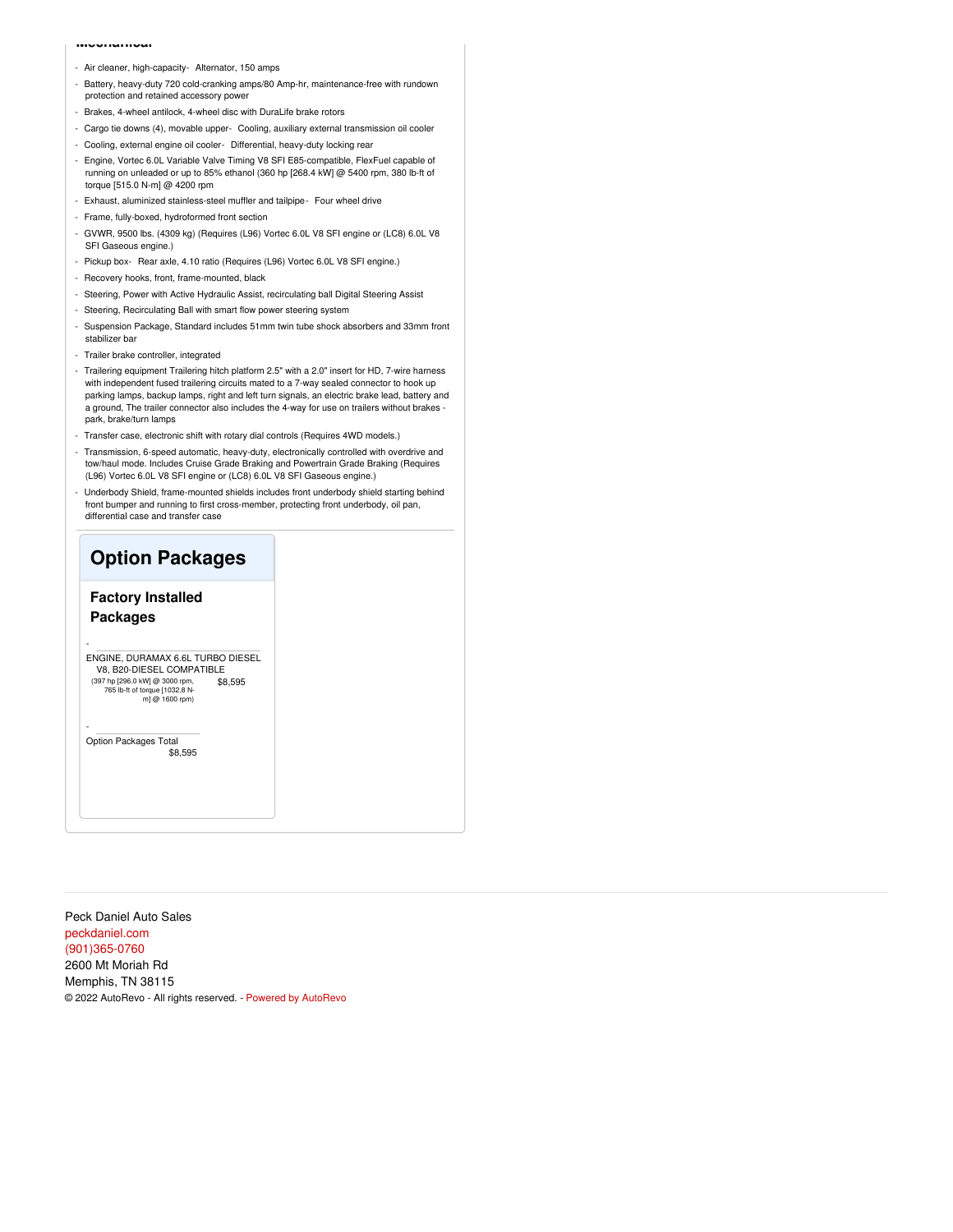### Mechanical

- Air cleaner, high-capacity
- Alternator, 150 amps
- Battery, heavy-duty 720 cold-cranking amps/80 Amp-hr, maintenance-free with rundown protection and retained accessory power
- Brakes, 4-wheel antilock, 4-wheel disc with DuraLife brake rotors
- Cargo tie downs (4), movable upper
- Cooling, auxiliary external transmission oil cooler
- Cooling, external engine oil cooler
- Differential, heavy-duty locking rear
- Engine, Vortec 6.0L Variable Valve Timing V8 SFI E85-compatible, FlexFuel capable of running on unleaded or up to 85% ethanol (360 hp [268.4 kW] @ 5400 rpm, 380 lb-ft of torque [515.0 N-m] @ 4200 rpm
- Exhaust, aluminized stainless-steel muffler and tailpipe
- Four wheel drive
- Frame, fully-boxed, hydroformed front section
- GVWR, 9500 lbs. (4309 kg) (Requires (L96) Vortec 6.0L V8 SFI engine or (LC8) 6.0L V8 SFI Gaseous engine.)
- Pickup box
- Rear axle, 4.10 ratio (Requires (L96) Vortec 6.0L V8 SFI engine.)
- Recovery hooks, front, frame-mounted, black
- Steering, Power with Active Hydraulic Assist, recirculating ball Digital Steering Assist
- Steering, Recirculating Ball with smart flow power steering system
- Suspension Package, Standard includes 51mm twin tube shock absorbers and 33mm front stabilizer bar
- Trailer brake controller, integrated
- Trailering equipment Trailering hitch platform 2.5" with a 2.0" insert for HD, 7-wire harness with independent fused trailering circuits mated to a 7-way sealed connector to hook up parking lamps, backup lamps, right and left turn signals, an electric brake lead, battery and a ground, The trailer connector also includes the 4-way for use on trailers without brakes - park, brake/turn lamps
- Transfer case, electronic shift with rotary dial controls (Requires 4WD models.)
- Transmission, 6-speed automatic, heavy-duty, electronically controlled with overdrive and tow/haul mode. Includes Cruise Grade Braking and Powertrain Grade Braking (Requires (L96) Vortec 6.0L V8 SFI engine or (LC8) 6.0L V8 SFI Gaseous engine.)
- Underbody Shield, frame-mounted shields includes front underbody shield starting behind front bumper and running to first cross-member, protecting front underbody, oil pan, differential case and transfer case

## Option Packages

### Factory Installed Packages

- ENGINE, DURAMAX 6.6L TURBO DIESEL V8, B20-DIESEL COMPATIBLE (397 hp [296.0 kW] @ 3000 rpm, 765 lb-ft of torque [1032.8 N-m] @ 1600 rpm) — $8,595

- Option Packages Total — $8,595

Peck Daniel Auto Sales
peckdaniel.com
(901)365-0760
2600 Mt Moriah Rd
Memphis, TN 38115
© 2022 AutoRevo - All rights reserved. - Powered by AutoRevo